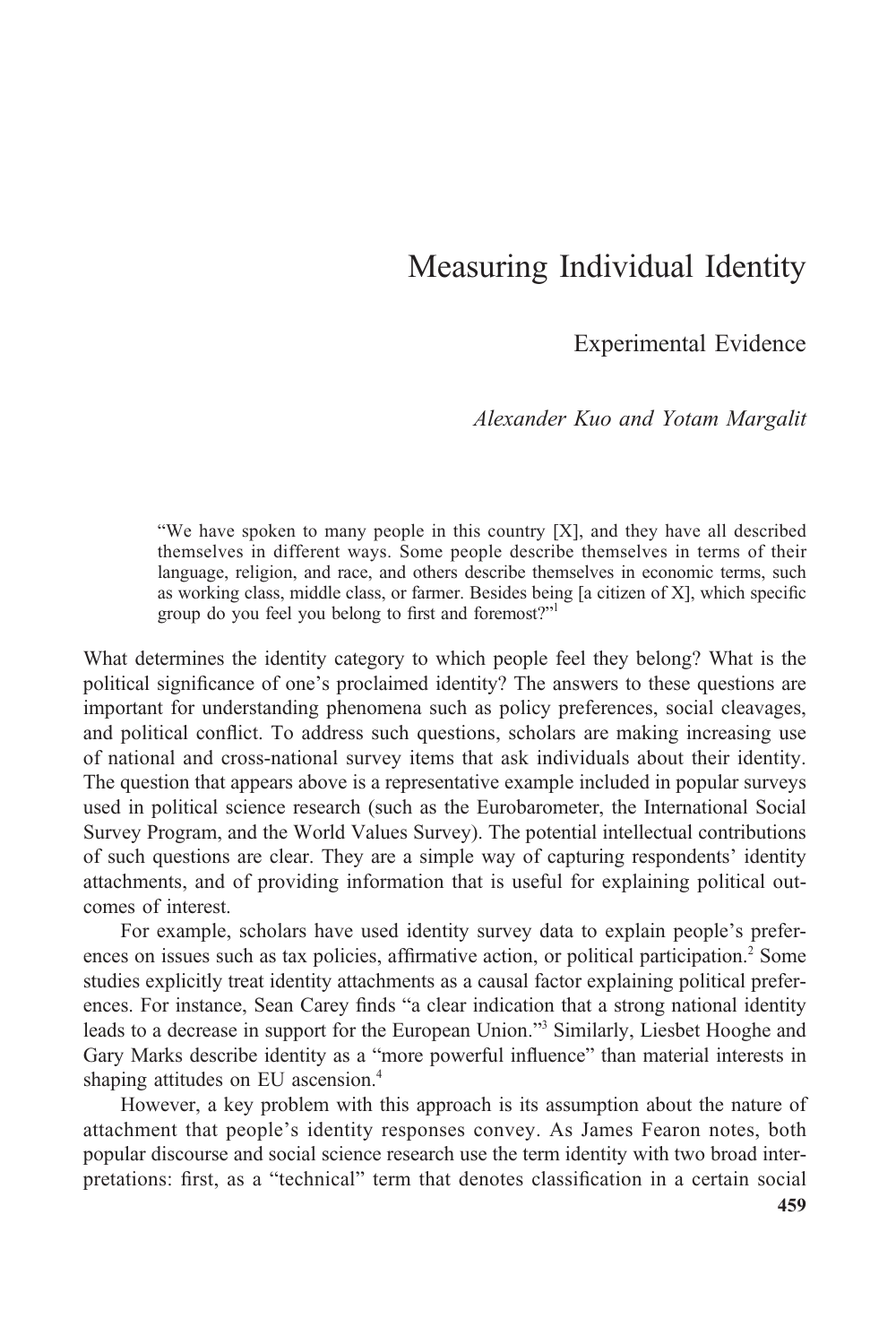# Measuring Individual Identity

## Experimental Evidence

*Alexander Kuo and Yotam Margalit*

> "We have spoken to many people in this country [X], and they have all described themselves in different ways. Some people describe themselves in terms of their language, religion, and race, and others describe themselves in economic terms, such as working class, middle class, or farmer. Besides being [a citizen of X], which specific group do you feel you belong to first and foremost?"[1]

What determines the identity category to which people feel they belong? What is the political significance of one's proclaimed identity? The answers to these questions are important for understanding phenomena such as policy preferences, social cleavages, and political conflict. To address such questions, scholars are making increasing use of national and cross-national survey items that ask individuals about their identity. The question that appears above is a representative example included in popular surveys used in political science research (such as the Eurobarometer, the International Social Survey Program, and the World Values Survey). The potential intellectual contributions of such questions are clear. They are a simple way of capturing respondents' identity attachments, and of providing information that is useful for explaining political outcomes of interest.

For example, scholars have used identity survey data to explain people's preferences on issues such as tax policies, affirmative action, or political participation.[2] Some studies explicitly treat identity attachments as a causal factor explaining political preferences. For instance, Sean Carey finds "a clear indication that a strong national identity leads to a decrease in support for the European Union."[3] Similarly, Liesbet Hooghe and Gary Marks describe identity as a "more powerful influence" than material interests in shaping attitudes on EU ascension.[4]

However, a key problem with this approach is its assumption about the nature of attachment that people's identity responses convey. As James Fearon notes, both popular discourse and social science research use the term identity with two broad interpretations: first, as a "technical" term that denotes classification in a certain social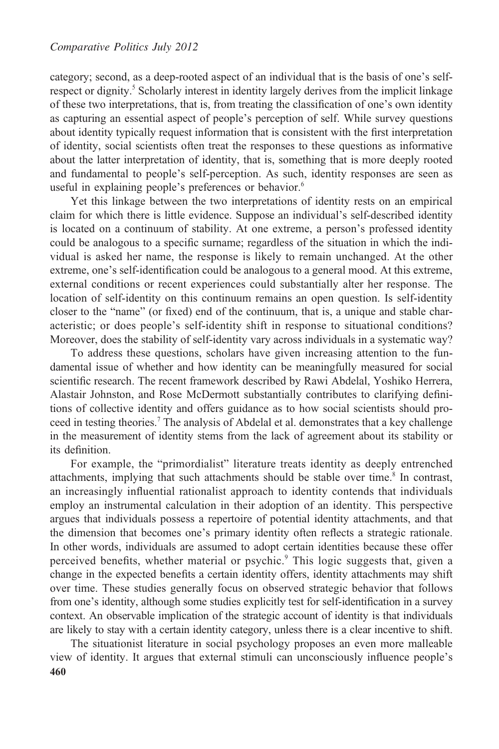category; second, as a deep-rooted aspect of an individual that is the basis of one's self-respect or dignity.[5] Scholarly interest in identity largely derives from the implicit linkage of these two interpretations, that is, from treating the classification of one's own identity as capturing an essential aspect of people's perception of self. While survey questions about identity typically request information that is consistent with the first interpretation of identity, social scientists often treat the responses to these questions as informative about the latter interpretation of identity, that is, something that is more deeply rooted and fundamental to people's self-perception. As such, identity responses are seen as useful in explaining people's preferences or behavior.[6]

Yet this linkage between the two interpretations of identity rests on an empirical claim for which there is little evidence. Suppose an individual's self-described identity is located on a continuum of stability. At one extreme, a person's professed identity could be analogous to a specific surname; regardless of the situation in which the individual is asked her name, the response is likely to remain unchanged. At the other extreme, one's self-identification could be analogous to a general mood. At this extreme, external conditions or recent experiences could substantially alter her response. The location of self-identity on this continuum remains an open question. Is self-identity closer to the "name" (or fixed) end of the continuum, that is, a unique and stable characteristic; or does people's self-identity shift in response to situational conditions? Moreover, does the stability of self-identity vary across individuals in a systematic way?

To address these questions, scholars have given increasing attention to the fundamental issue of whether and how identity can be meaningfully measured for social scientific research. The recent framework described by Rawi Abdelal, Yoshiko Herrera, Alastair Johnston, and Rose McDermott substantially contributes to clarifying definitions of collective identity and offers guidance as to how social scientists should proceed in testing theories.[7] The analysis of Abdelal et al. demonstrates that a key challenge in the measurement of identity stems from the lack of agreement about its stability or its definition.

For example, the "primordialist" literature treats identity as deeply entrenched attachments, implying that such attachments should be stable over time.[8] In contrast, an increasingly influential rationalist approach to identity contends that individuals employ an instrumental calculation in their adoption of an identity. This perspective argues that individuals possess a repertoire of potential identity attachments, and that the dimension that becomes one's primary identity often reflects a strategic rationale. In other words, individuals are assumed to adopt certain identities because these offer perceived benefits, whether material or psychic.[9] This logic suggests that, given a change in the expected benefits a certain identity offers, identity attachments may shift over time. These studies generally focus on observed strategic behavior that follows from one's identity, although some studies explicitly test for self-identification in a survey context. An observable implication of the strategic account of identity is that individuals are likely to stay with a certain identity category, unless there is a clear incentive to shift.

The situationist literature in social psychology proposes an even more malleable view of identity. It argues that external stimuli can unconsciously influence people's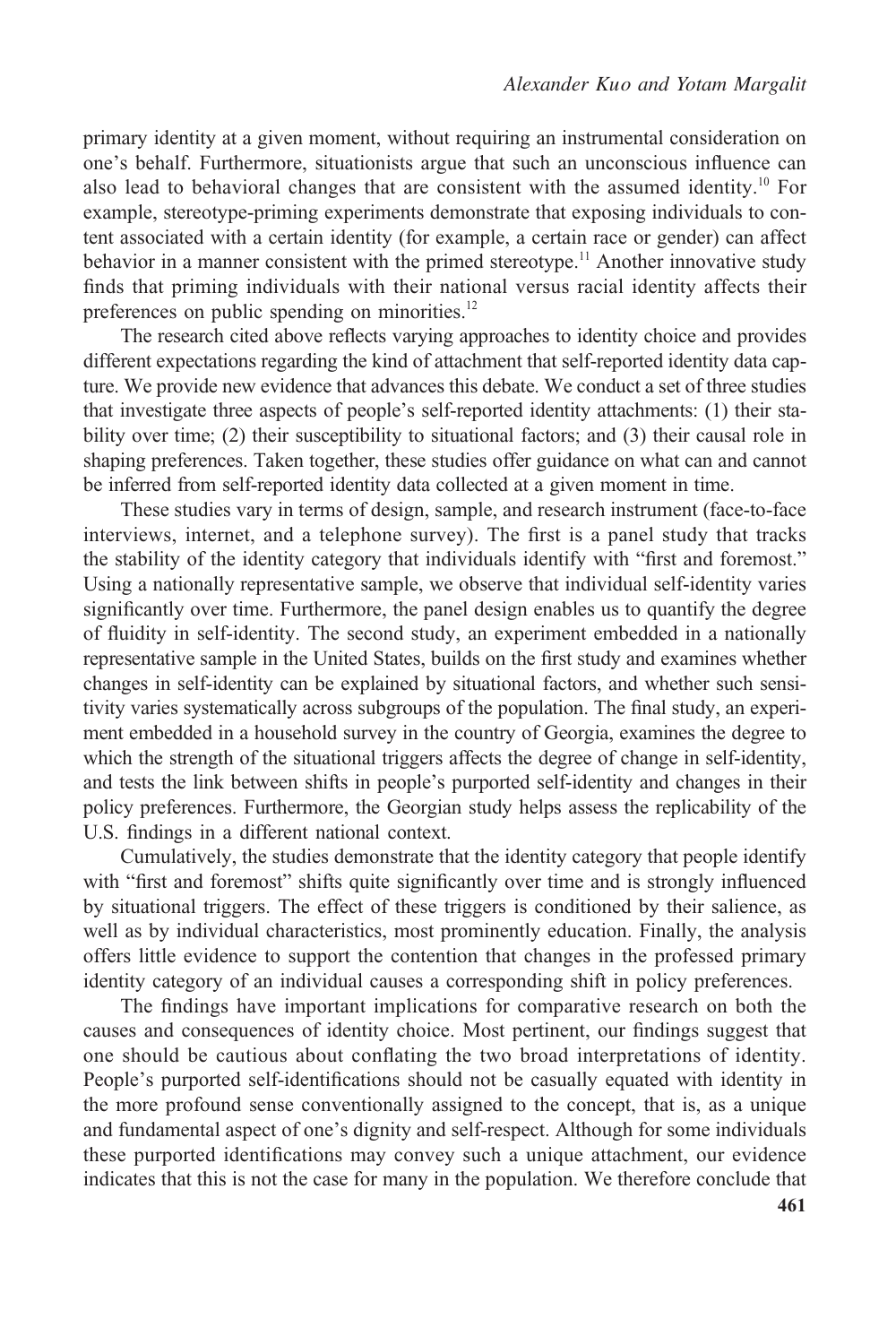primary identity at a given moment, without requiring an instrumental consideration on one's behalf. Furthermore, situationists argue that such an unconscious influence can also lead to behavioral changes that are consistent with the assumed identity.[10] For example, stereotype-priming experiments demonstrate that exposing individuals to content associated with a certain identity (for example, a certain race or gender) can affect behavior in a manner consistent with the primed stereotype.[11] Another innovative study finds that priming individuals with their national versus racial identity affects their preferences on public spending on minorities.[12]

The research cited above reflects varying approaches to identity choice and provides different expectations regarding the kind of attachment that self-reported identity data capture. We provide new evidence that advances this debate. We conduct a set of three studies that investigate three aspects of people's self-reported identity attachments: (1) their stability over time; (2) their susceptibility to situational factors; and (3) their causal role in shaping preferences. Taken together, these studies offer guidance on what can and cannot be inferred from self-reported identity data collected at a given moment in time.

These studies vary in terms of design, sample, and research instrument (face-to-face interviews, internet, and a telephone survey). The first is a panel study that tracks the stability of the identity category that individuals identify with "first and foremost." Using a nationally representative sample, we observe that individual self-identity varies significantly over time. Furthermore, the panel design enables us to quantify the degree of fluidity in self-identity. The second study, an experiment embedded in a nationally representative sample in the United States, builds on the first study and examines whether changes in self-identity can be explained by situational factors, and whether such sensitivity varies systematically across subgroups of the population. The final study, an experiment embedded in a household survey in the country of Georgia, examines the degree to which the strength of the situational triggers affects the degree of change in self-identity, and tests the link between shifts in people's purported self-identity and changes in their policy preferences. Furthermore, the Georgian study helps assess the replicability of the U.S. findings in a different national context.

Cumulatively, the studies demonstrate that the identity category that people identify with "first and foremost" shifts quite significantly over time and is strongly influenced by situational triggers. The effect of these triggers is conditioned by their salience, as well as by individual characteristics, most prominently education. Finally, the analysis offers little evidence to support the contention that changes in the professed primary identity category of an individual causes a corresponding shift in policy preferences.

The findings have important implications for comparative research on both the causes and consequences of identity choice. Most pertinent, our findings suggest that one should be cautious about conflating the two broad interpretations of identity. People's purported self-identifications should not be casually equated with identity in the more profound sense conventionally assigned to the concept, that is, as a unique and fundamental aspect of one's dignity and self-respect. Although for some individuals these purported identifications may convey such a unique attachment, our evidence indicates that this is not the case for many in the population. We therefore conclude that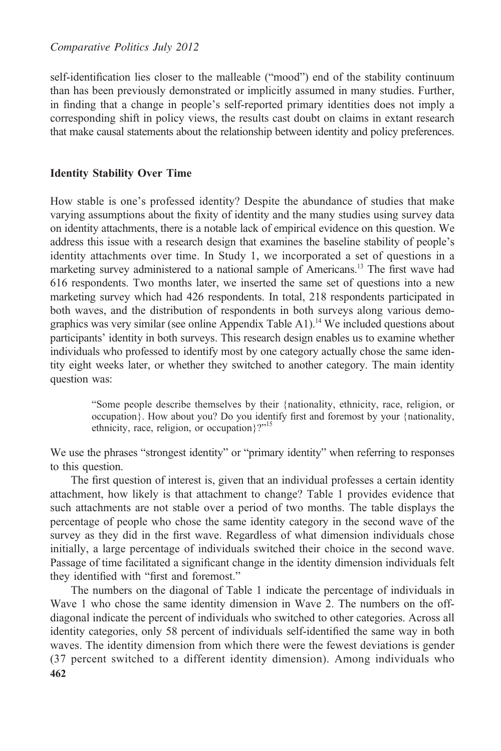self-identification lies closer to the malleable ("mood") end of the stability continuum than has been previously demonstrated or implicitly assumed in many studies. Further, in finding that a change in people's self-reported primary identities does not imply a corresponding shift in policy views, the results cast doubt on claims in extant research that make causal statements about the relationship between identity and policy preferences.

## Identity Stability Over Time

How stable is one's professed identity? Despite the abundance of studies that make varying assumptions about the fixity of identity and the many studies using survey data on identity attachments, there is a notable lack of empirical evidence on this question. We address this issue with a research design that examines the baseline stability of people's identity attachments over time. In Study 1, we incorporated a set of questions in a marketing survey administered to a national sample of Americans.[13] The first wave had 616 respondents. Two months later, we inserted the same set of questions into a new marketing survey which had 426 respondents. In total, 218 respondents participated in both waves, and the distribution of respondents in both surveys along various demographics was very similar (see online Appendix Table A1).[14] We included questions about participants' identity in both surveys. This research design enables us to examine whether individuals who professed to identify most by one category actually chose the same identity eight weeks later, or whether they switched to another category. The main identity question was:

> "Some people describe themselves by their {nationality, ethnicity, race, religion, or occupation}. How about you? Do you identify first and foremost by your {nationality, ethnicity, race, religion, or occupation}?"[15]

We use the phrases "strongest identity" or "primary identity" when referring to responses to this question.

The first question of interest is, given that an individual professes a certain identity attachment, how likely is that attachment to change? Table 1 provides evidence that such attachments are not stable over a period of two months. The table displays the percentage of people who chose the same identity category in the second wave of the survey as they did in the first wave. Regardless of what dimension individuals chose initially, a large percentage of individuals switched their choice in the second wave. Passage of time facilitated a significant change in the identity dimension individuals felt they identified with "first and foremost."

The numbers on the diagonal of Table 1 indicate the percentage of individuals in Wave 1 who chose the same identity dimension in Wave 2. The numbers on the off-diagonal indicate the percent of individuals who switched to other categories. Across all identity categories, only 58 percent of individuals self-identified the same way in both waves. The identity dimension from which there were the fewest deviations is gender (37 percent switched to a different identity dimension). Among individuals who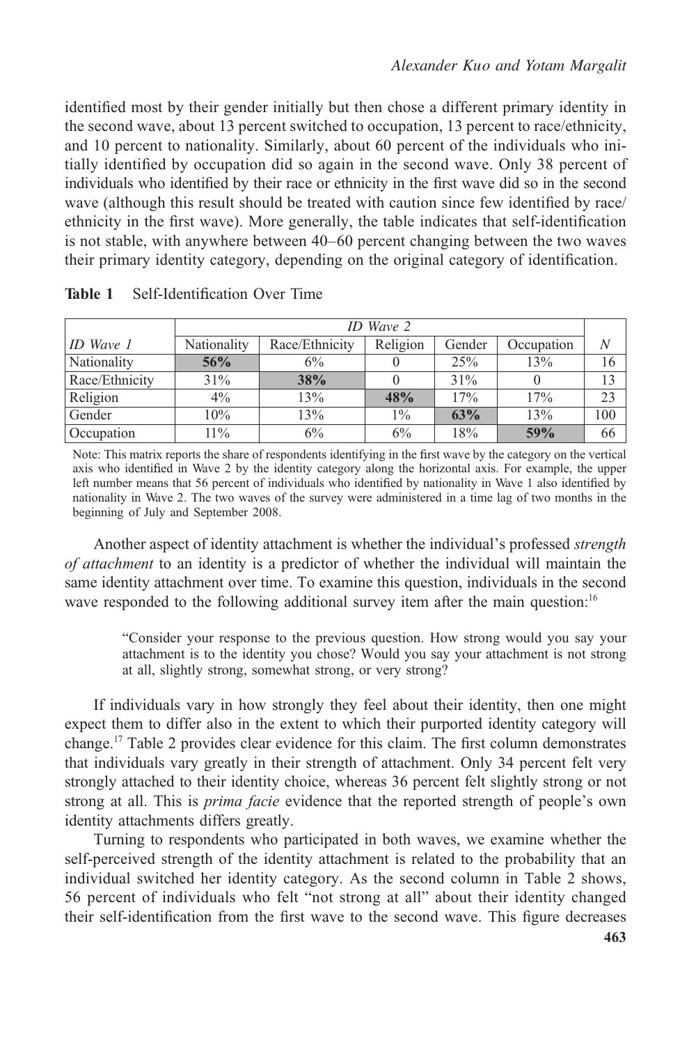identified most by their gender initially but then chose a different primary identity in the second wave, about 13 percent switched to occupation, 13 percent to race/ethnicity, and 10 percent to nationality. Similarly, about 60 percent of the individuals who initially identified by occupation did so again in the second wave. Only 38 percent of individuals who identified by their race or ethnicity in the first wave did so in the second wave (although this result should be treated with caution since few identified by race/ethnicity in the first wave). More generally, the table indicates that self-identification is not stable, with anywhere between 40–60 percent changing between the two waves their primary identity category, depending on the original category of identification.

**Table 1** Self-Identification Over Time

| | *ID Wave 2* | | | | | |
|---|---|---|---|---|---|---|
| *ID Wave 1* | Nationality | Race/Ethnicity | Religion | Gender | Occupation | *N* |
| Nationality | **56%** | 6% | 0 | 25% | 13% | 16 |
| Race/Ethnicity | 31% | **38%** | 0 | 31% | 0 | 13 |
| Religion | 4% | 13% | **48%** | 17% | 17% | 23 |
| Gender | 10% | 13% | 1% | **63%** | 13% | 100 |
| Occupation | 11% | 6% | 6% | 18% | **59%** | 66 |

Note: This matrix reports the share of respondents identifying in the first wave by the category on the vertical axis who identified in Wave 2 by the identity category along the horizontal axis. For example, the upper left number means that 56 percent of individuals who identified by nationality in Wave 1 also identified by nationality in Wave 2. The two waves of the survey were administered in a time lag of two months in the beginning of July and September 2008.

Another aspect of identity attachment is whether the individual's professed *strength of attachment* to an identity is a predictor of whether the individual will maintain the same identity attachment over time. To examine this question, individuals in the second wave responded to the following additional survey item after the main question:[16]

> "Consider your response to the previous question. How strong would you say your attachment is to the identity you chose? Would you say your attachment is not strong at all, slightly strong, somewhat strong, or very strong?

If individuals vary in how strongly they feel about their identity, then one might expect them to differ also in the extent to which their purported identity category will change.[17] Table 2 provides clear evidence for this claim. The first column demonstrates that individuals vary greatly in their strength of attachment. Only 34 percent felt very strongly attached to their identity choice, whereas 36 percent felt slightly strong or not strong at all. This is *prima facie* evidence that the reported strength of people's own identity attachments differs greatly.

Turning to respondents who participated in both waves, we examine whether the self-perceived strength of the identity attachment is related to the probability that an individual switched her identity category. As the second column in Table 2 shows, 56 percent of individuals who felt "not strong at all" about their identity changed their self-identification from the first wave to the second wave. This figure decreases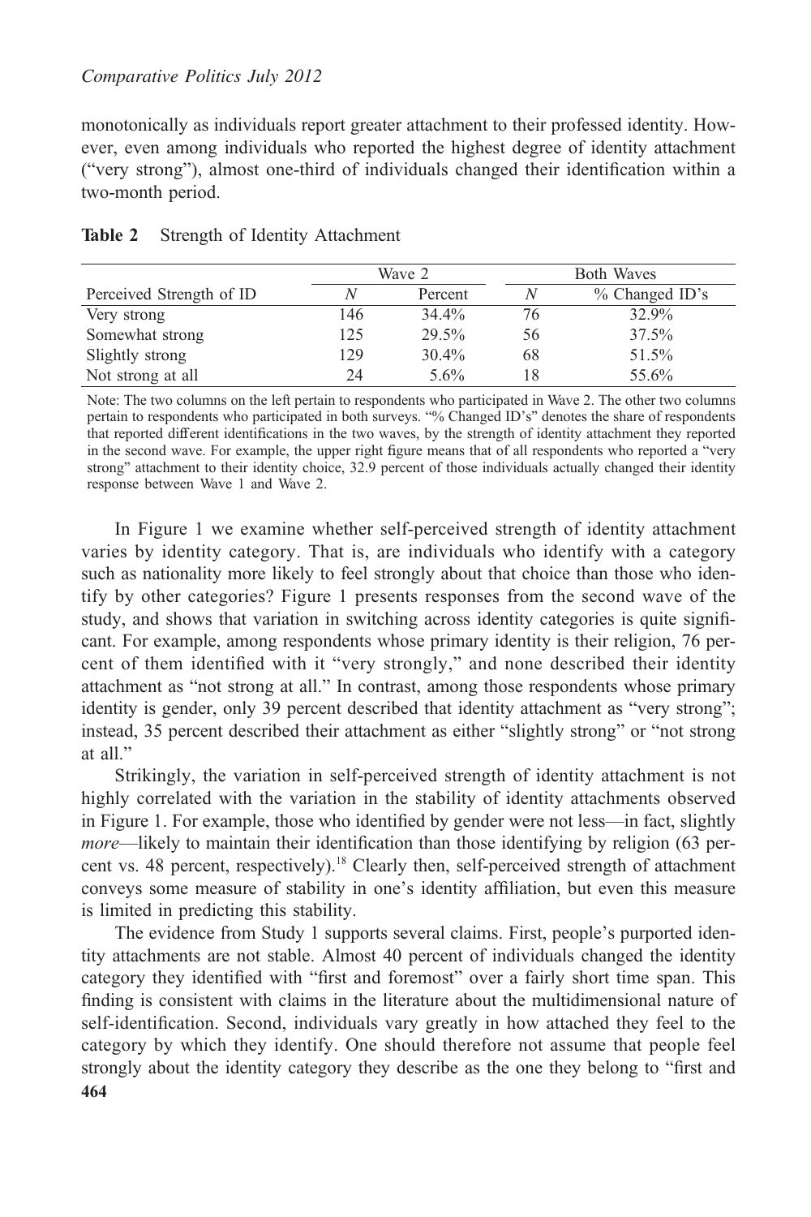monotonically as individuals report greater attachment to their professed identity. However, even among individuals who reported the highest degree of identity attachment ("very strong"), almost one-third of individuals changed their identification within a two-month period.

**Table 2** Strength of Identity Attachment

| | Wave 2 | | Both Waves | |
|---|---|---|---|---|
| Perceived Strength of ID | *N* | Percent | *N* | % Changed ID's |
| Very strong | 146 | 34.4% | 76 | 32.9% |
| Somewhat strong | 125 | 29.5% | 56 | 37.5% |
| Slightly strong | 129 | 30.4% | 68 | 51.5% |
| Not strong at all | 24 | 5.6% | 18 | 55.6% |

Note: The two columns on the left pertain to respondents who participated in Wave 2. The other two columns pertain to respondents who participated in both surveys. "% Changed ID's" denotes the share of respondents that reported different identifications in the two waves, by the strength of identity attachment they reported in the second wave. For example, the upper right figure means that of all respondents who reported a "very strong" attachment to their identity choice, 32.9 percent of those individuals actually changed their identity response between Wave 1 and Wave 2.

In Figure 1 we examine whether self-perceived strength of identity attachment varies by identity category. That is, are individuals who identify with a category such as nationality more likely to feel strongly about that choice than those who identify by other categories? Figure 1 presents responses from the second wave of the study, and shows that variation in switching across identity categories is quite significant. For example, among respondents whose primary identity is their religion, 76 percent of them identified with it "very strongly," and none described their identity attachment as "not strong at all." In contrast, among those respondents whose primary identity is gender, only 39 percent described that identity attachment as "very strong"; instead, 35 percent described their attachment as either "slightly strong" or "not strong at all."

Strikingly, the variation in self-perceived strength of identity attachment is not highly correlated with the variation in the stability of identity attachments observed in Figure 1. For example, those who identified by gender were not less—in fact, slightly *more*—likely to maintain their identification than those identifying by religion (63 percent vs. 48 percent, respectively).[18] Clearly then, self-perceived strength of attachment conveys some measure of stability in one's identity affiliation, but even this measure is limited in predicting this stability.

The evidence from Study 1 supports several claims. First, people's purported identity attachments are not stable. Almost 40 percent of individuals changed the identity category they identified with "first and foremost" over a fairly short time span. This finding is consistent with claims in the literature about the multidimensional nature of self-identification. Second, individuals vary greatly in how attached they feel to the category by which they identify. One should therefore not assume that people feel strongly about the identity category they describe as the one they belong to "first and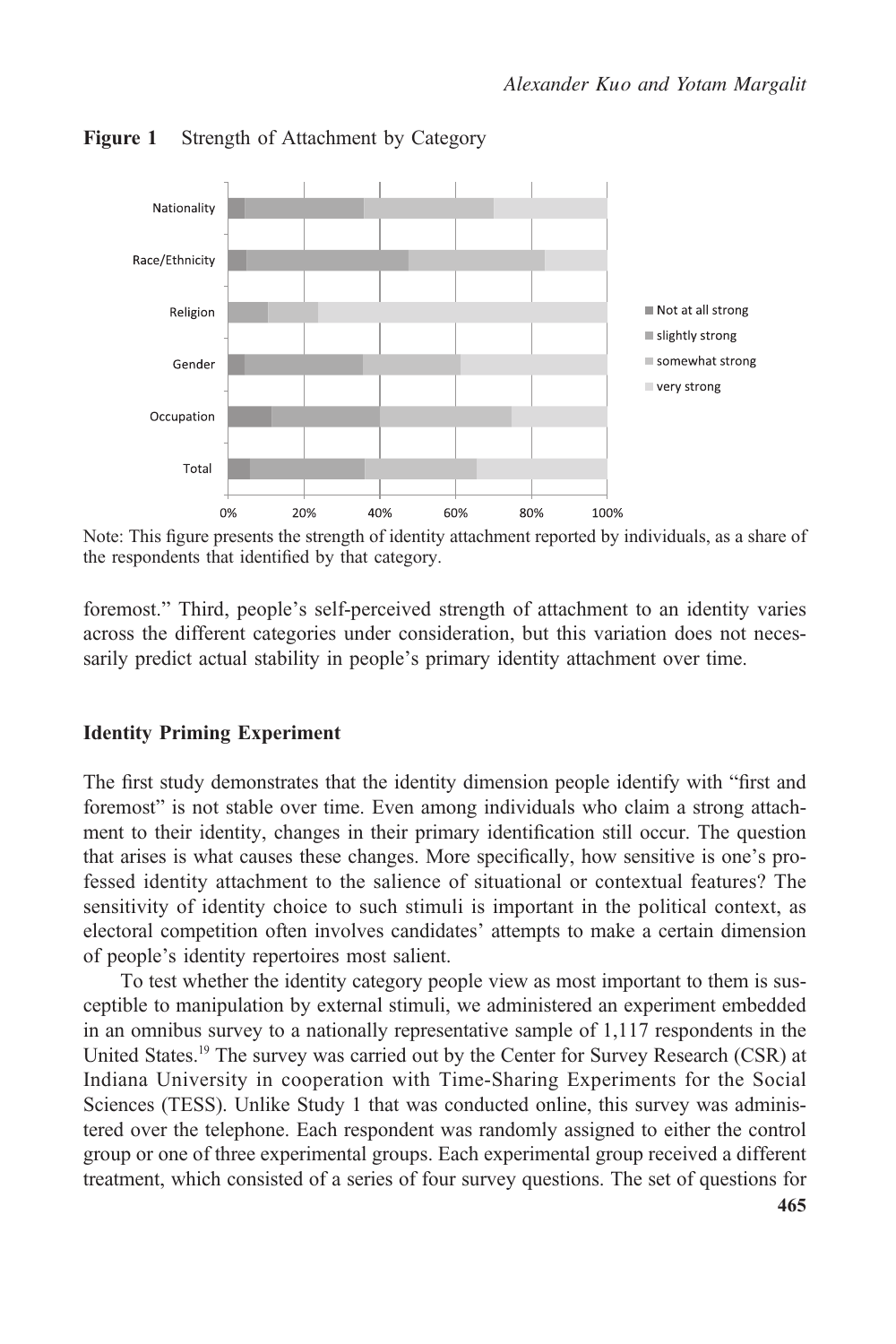**Figure 1** Strength of Attachment by Category

Note: This figure presents the strength of identity attachment reported by individuals, as a share of the respondents that identified by that category.

foremost." Third, people's self-perceived strength of attachment to an identity varies across the different categories under consideration, but this variation does not necessarily predict actual stability in people's primary identity attachment over time.

### Identity Priming Experiment

The first study demonstrates that the identity dimension people identify with "first and foremost" is not stable over time. Even among individuals who claim a strong attachment to their identity, changes in their primary identification still occur. The question that arises is what causes these changes. More specifically, how sensitive is one's professed identity attachment to the salience of situational or contextual features? The sensitivity of identity choice to such stimuli is important in the political context, as electoral competition often involves candidates' attempts to make a certain dimension of people's identity repertoires most salient.

To test whether the identity category people view as most important to them is susceptible to manipulation by external stimuli, we administered an experiment embedded in an omnibus survey to a nationally representative sample of 1,117 respondents in the United States.[19] The survey was carried out by the Center for Survey Research (CSR) at Indiana University in cooperation with Time-Sharing Experiments for the Social Sciences (TESS). Unlike Study 1 that was conducted online, this survey was administered over the telephone. Each respondent was randomly assigned to either the control group or one of three experimental groups. Each experimental group received a different treatment, which consisted of a series of four survey questions. The set of questions for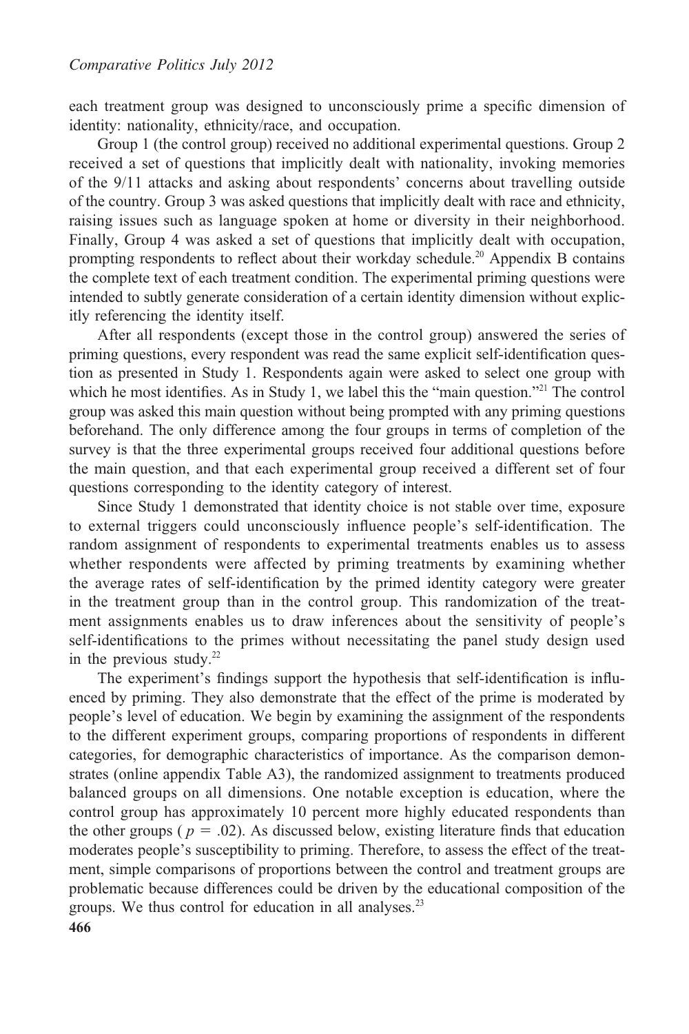each treatment group was designed to unconsciously prime a specific dimension of identity: nationality, ethnicity/race, and occupation.

Group 1 (the control group) received no additional experimental questions. Group 2 received a set of questions that implicitly dealt with nationality, invoking memories of the 9/11 attacks and asking about respondents' concerns about travelling outside of the country. Group 3 was asked questions that implicitly dealt with race and ethnicity, raising issues such as language spoken at home or diversity in their neighborhood. Finally, Group 4 was asked a set of questions that implicitly dealt with occupation, prompting respondents to reflect about their workday schedule.[20] Appendix B contains the complete text of each treatment condition. The experimental priming questions were intended to subtly generate consideration of a certain identity dimension without explicitly referencing the identity itself.

After all respondents (except those in the control group) answered the series of priming questions, every respondent was read the same explicit self-identification question as presented in Study 1. Respondents again were asked to select one group with which he most identifies. As in Study 1, we label this the "main question."[21] The control group was asked this main question without being prompted with any priming questions beforehand. The only difference among the four groups in terms of completion of the survey is that the three experimental groups received four additional questions before the main question, and that each experimental group received a different set of four questions corresponding to the identity category of interest.

Since Study 1 demonstrated that identity choice is not stable over time, exposure to external triggers could unconsciously influence people's self-identification. The random assignment of respondents to experimental treatments enables us to assess whether respondents were affected by priming treatments by examining whether the average rates of self-identification by the primed identity category were greater in the treatment group than in the control group. This randomization of the treatment assignments enables us to draw inferences about the sensitivity of people's self-identifications to the primes without necessitating the panel study design used in the previous study.[22]

The experiment's findings support the hypothesis that self-identification is influenced by priming. They also demonstrate that the effect of the prime is moderated by people's level of education. We begin by examining the assignment of the respondents to the different experiment groups, comparing proportions of respondents in different categories, for demographic characteristics of importance. As the comparison demonstrates (online appendix Table A3), the randomized assignment to treatments produced balanced groups on all dimensions. One notable exception is education, where the control group has approximately 10 percent more highly educated respondents than the other groups ( $p = .02$ ). As discussed below, existing literature finds that education moderates people's susceptibility to priming. Therefore, to assess the effect of the treatment, simple comparisons of proportions between the control and treatment groups are problematic because differences could be driven by the educational composition of the groups. We thus control for education in all analyses.[23]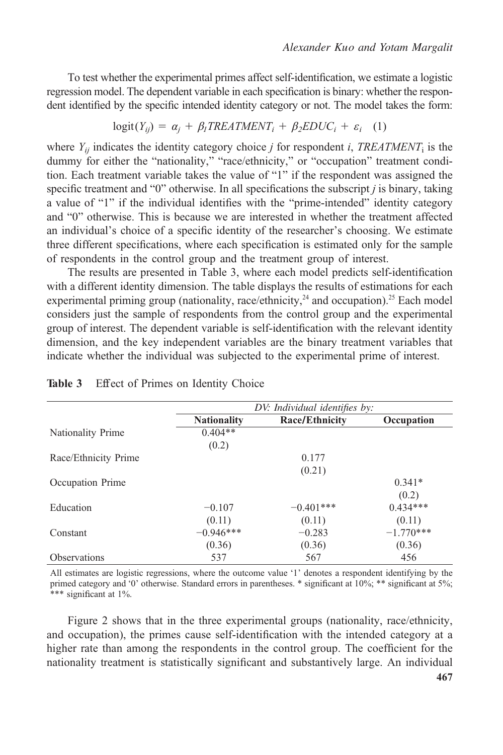To test whether the experimental primes affect self-identification, we estimate a logistic regression model. The dependent variable in each specification is binary: whether the respondent identified by the specific intended identity category or not. The model takes the form:

$$\text{logit}(Y_{ij}) = \alpha_j + \beta_1 TREATMENT_i + \beta_2 EDUC_i + \varepsilon_i \quad (1)$$

where $Y_{ij}$ indicates the identity category choice $j$ for respondent $i$, $TREATMENT_i$ is the dummy for either the "nationality," "race/ethnicity," or "occupation" treatment condition. Each treatment variable takes the value of "1" if the respondent was assigned the specific treatment and "0" otherwise. In all specifications the subscript $j$ is binary, taking a value of "1" if the individual identifies with the "prime-intended" identity category and "0" otherwise. This is because we are interested in whether the treatment affected an individual's choice of a specific identity of the researcher's choosing. We estimate three different specifications, where each specification is estimated only for the sample of respondents in the control group and the treatment group of interest.

The results are presented in Table 3, where each model predicts self-identification with a different identity dimension. The table displays the results of estimations for each experimental priming group (nationality, race/ethnicity,[24] and occupation).[25] Each model considers just the sample of respondents from the control group and the experimental group of interest. The dependent variable is self-identification with the relevant identity dimension, and the key independent variables are the binary treatment variables that indicate whether the individual was subjected to the experimental prime of interest.

**Table 3** Effect of Primes on Identity Choice

| | *DV: Individual identifies by:* | | |
|---|---|---|---|
| | **Nationality** | **Race/Ethnicity** | **Occupation** |
| Nationality Prime | 0.404** | | |
| | (0.2) | | |
| Race/Ethnicity Prime | | 0.177 | |
| | | (0.21) | |
| Occupation Prime | | | 0.341* |
| | | | (0.2) |
| Education | −0.107 | −0.401*** | 0.434*** |
| | (0.11) | (0.11) | (0.11) |
| Constant | −0.946*** | −0.283 | −1.770*** |
| | (0.36) | (0.36) | (0.36) |
| Observations | 537 | 567 | 456 |

All estimates are logistic regressions, where the outcome value '1' denotes a respondent identifying by the primed category and '0' otherwise. Standard errors in parentheses. * significant at 10%; ** significant at 5%; *** significant at 1%.

Figure 2 shows that in the three experimental groups (nationality, race/ethnicity, and occupation), the primes cause self-identification with the intended category at a higher rate than among the respondents in the control group. The coefficient for the nationality treatment is statistically significant and substantively large. An individual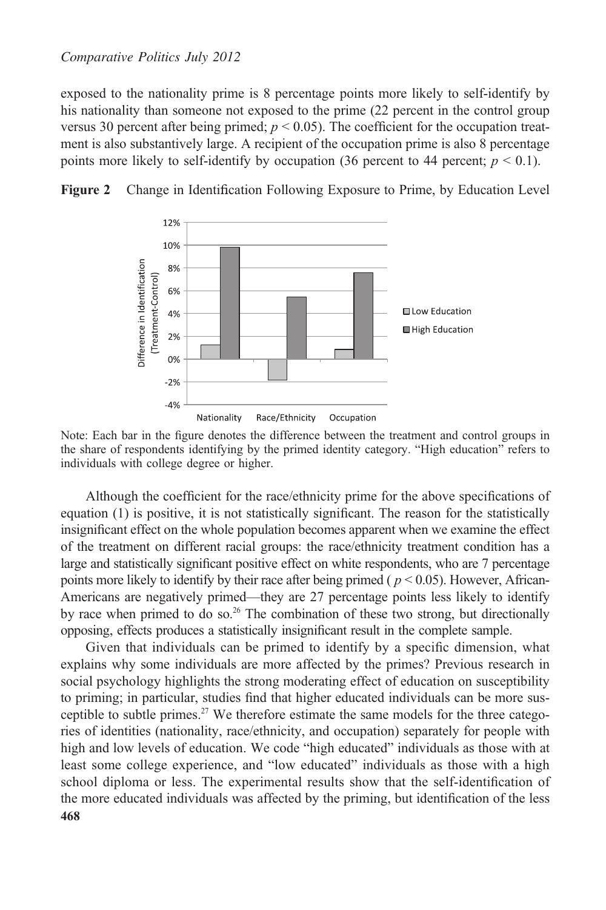exposed to the nationality prime is 8 percentage points more likely to self-identify by his nationality than someone not exposed to the prime (22 percent in the control group versus 30 percent after being primed; $p < 0.05$). The coefficient for the occupation treatment is also substantively large. A recipient of the occupation prime is also 8 percentage points more likely to self-identify by occupation (36 percent to 44 percent; $p < 0.1$).

**Figure 2** Change in Identification Following Exposure to Prime, by Education Level

Note: Each bar in the figure denotes the difference between the treatment and control groups in the share of respondents identifying by the primed identity category. "High education" refers to individuals with college degree or higher.

Although the coefficient for the race/ethnicity prime for the above specifications of equation (1) is positive, it is not statistically significant. The reason for the statistically insignificant effect on the whole population becomes apparent when we examine the effect of the treatment on different racial groups: the race/ethnicity treatment condition has a large and statistically significant positive effect on white respondents, who are 7 percentage points more likely to identify by their race after being primed ( $p < 0.05$). However, African-Americans are negatively primed—they are 27 percentage points less likely to identify by race when primed to do so.[26] The combination of these two strong, but directionally opposing, effects produces a statistically insignificant result in the complete sample.

Given that individuals can be primed to identify by a specific dimension, what explains why some individuals are more affected by the primes? Previous research in social psychology highlights the strong moderating effect of education on susceptibility to priming; in particular, studies find that higher educated individuals can be more susceptible to subtle primes.[27] We therefore estimate the same models for the three categories of identities (nationality, race/ethnicity, and occupation) separately for people with high and low levels of education. We code "high educated" individuals as those with at least some college experience, and "low educated" individuals as those with a high school diploma or less. The experimental results show that the self-identification of the more educated individuals was affected by the priming, but identification of the less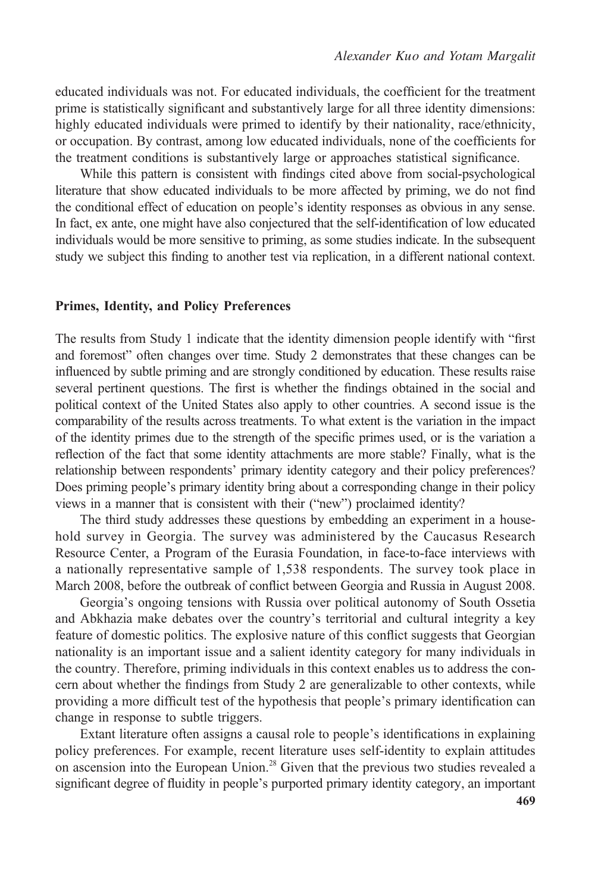educated individuals was not. For educated individuals, the coefficient for the treatment prime is statistically significant and substantively large for all three identity dimensions: highly educated individuals were primed to identify by their nationality, race/ethnicity, or occupation. By contrast, among low educated individuals, none of the coefficients for the treatment conditions is substantively large or approaches statistical significance.

While this pattern is consistent with findings cited above from social-psychological literature that show educated individuals to be more affected by priming, we do not find the conditional effect of education on people's identity responses as obvious in any sense. In fact, ex ante, one might have also conjectured that the self-identification of low educated individuals would be more sensitive to priming, as some studies indicate. In the subsequent study we subject this finding to another test via replication, in a different national context.

### Primes, Identity, and Policy Preferences

The results from Study 1 indicate that the identity dimension people identify with "first and foremost" often changes over time. Study 2 demonstrates that these changes can be influenced by subtle priming and are strongly conditioned by education. These results raise several pertinent questions. The first is whether the findings obtained in the social and political context of the United States also apply to other countries. A second issue is the comparability of the results across treatments. To what extent is the variation in the impact of the identity primes due to the strength of the specific primes used, or is the variation a reflection of the fact that some identity attachments are more stable? Finally, what is the relationship between respondents' primary identity category and their policy preferences? Does priming people's primary identity bring about a corresponding change in their policy views in a manner that is consistent with their ("new") proclaimed identity?

The third study addresses these questions by embedding an experiment in a household survey in Georgia. The survey was administered by the Caucasus Research Resource Center, a Program of the Eurasia Foundation, in face-to-face interviews with a nationally representative sample of 1,538 respondents. The survey took place in March 2008, before the outbreak of conflict between Georgia and Russia in August 2008.

Georgia's ongoing tensions with Russia over political autonomy of South Ossetia and Abkhazia make debates over the country's territorial and cultural integrity a key feature of domestic politics. The explosive nature of this conflict suggests that Georgian nationality is an important issue and a salient identity category for many individuals in the country. Therefore, priming individuals in this context enables us to address the concern about whether the findings from Study 2 are generalizable to other contexts, while providing a more difficult test of the hypothesis that people's primary identification can change in response to subtle triggers.

Extant literature often assigns a causal role to people's identifications in explaining policy preferences. For example, recent literature uses self-identity to explain attitudes on ascension into the European Union.[28] Given that the previous two studies revealed a significant degree of fluidity in people's purported primary identity category, an important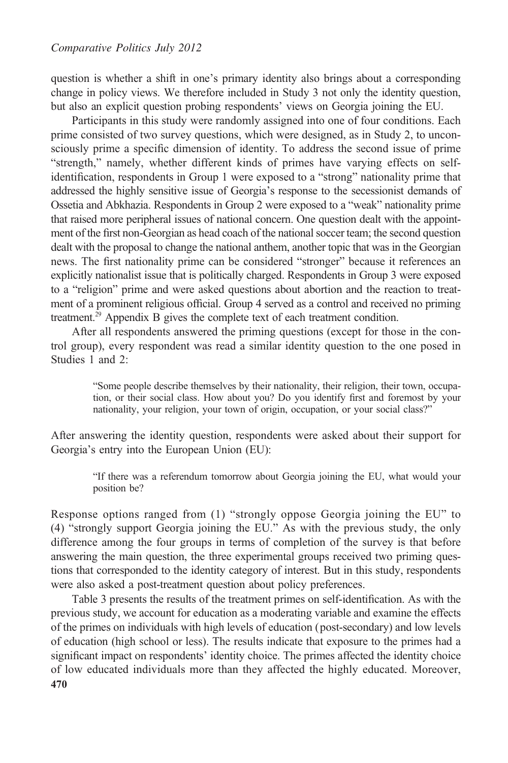question is whether a shift in one's primary identity also brings about a corresponding change in policy views. We therefore included in Study 3 not only the identity question, but also an explicit question probing respondents' views on Georgia joining the EU.

Participants in this study were randomly assigned into one of four conditions. Each prime consisted of two survey questions, which were designed, as in Study 2, to unconsciously prime a specific dimension of identity. To address the second issue of prime "strength," namely, whether different kinds of primes have varying effects on self-identification, respondents in Group 1 were exposed to a "strong" nationality prime that addressed the highly sensitive issue of Georgia's response to the secessionist demands of Ossetia and Abkhazia. Respondents in Group 2 were exposed to a "weak" nationality prime that raised more peripheral issues of national concern. One question dealt with the appointment of the first non-Georgian as head coach of the national soccer team; the second question dealt with the proposal to change the national anthem, another topic that was in the Georgian news. The first nationality prime can be considered "stronger" because it references an explicitly nationalist issue that is politically charged. Respondents in Group 3 were exposed to a "religion" prime and were asked questions about abortion and the reaction to treatment of a prominent religious official. Group 4 served as a control and received no priming treatment.[29] Appendix B gives the complete text of each treatment condition.

After all respondents answered the priming questions (except for those in the control group), every respondent was read a similar identity question to the one posed in Studies 1 and 2:

> "Some people describe themselves by their nationality, their religion, their town, occupation, or their social class. How about you? Do you identify first and foremost by your nationality, your religion, your town of origin, occupation, or your social class?"

After answering the identity question, respondents were asked about their support for Georgia's entry into the European Union (EU):

> "If there was a referendum tomorrow about Georgia joining the EU, what would your position be?

Response options ranged from (1) "strongly oppose Georgia joining the EU" to (4) "strongly support Georgia joining the EU." As with the previous study, the only difference among the four groups in terms of completion of the survey is that before answering the main question, the three experimental groups received two priming questions that corresponded to the identity category of interest. But in this study, respondents were also asked a post-treatment question about policy preferences.

Table 3 presents the results of the treatment primes on self-identification. As with the previous study, we account for education as a moderating variable and examine the effects of the primes on individuals with high levels of education (post-secondary) and low levels of education (high school or less). The results indicate that exposure to the primes had a significant impact on respondents' identity choice. The primes affected the identity choice of low educated individuals more than they affected the highly educated. Moreover,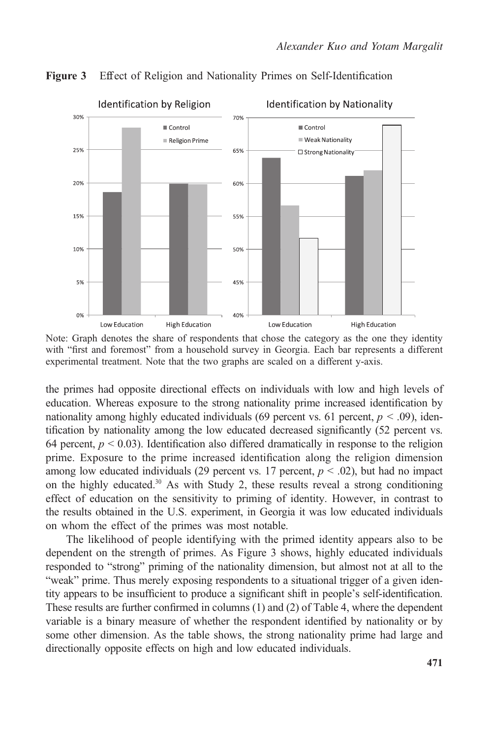**Figure 3** Effect of Religion and Nationality Primes on Self-Identification

Note: Graph denotes the share of respondents that chose the category as the one they identity with "first and foremost" from a household survey in Georgia. Each bar represents a different experimental treatment. Note that the two graphs are scaled on a different y-axis.

the primes had opposite directional effects on individuals with low and high levels of education. Whereas exposure to the strong nationality prime increased identification by nationality among highly educated individuals (69 percent vs. 61 percent, $p < .09$), identification by nationality among the low educated decreased significantly (52 percent vs. 64 percent, $p < 0.03$). Identification also differed dramatically in response to the religion prime. Exposure to the prime increased identification along the religion dimension among low educated individuals (29 percent vs. 17 percent, $p < .02$), but had no impact on the highly educated.[30] As with Study 2, these results reveal a strong conditioning effect of education on the sensitivity to priming of identity. However, in contrast to the results obtained in the U.S. experiment, in Georgia it was low educated individuals on whom the effect of the primes was most notable.

The likelihood of people identifying with the primed identity appears also to be dependent on the strength of primes. As Figure 3 shows, highly educated individuals responded to "strong" priming of the nationality dimension, but almost not at all to the "weak" prime. Thus merely exposing respondents to a situational trigger of a given identity appears to be insufficient to produce a significant shift in people's self-identification. These results are further confirmed in columns (1) and (2) of Table 4, where the dependent variable is a binary measure of whether the respondent identified by nationality or by some other dimension. As the table shows, the strong nationality prime had large and directionally opposite effects on high and low educated individuals.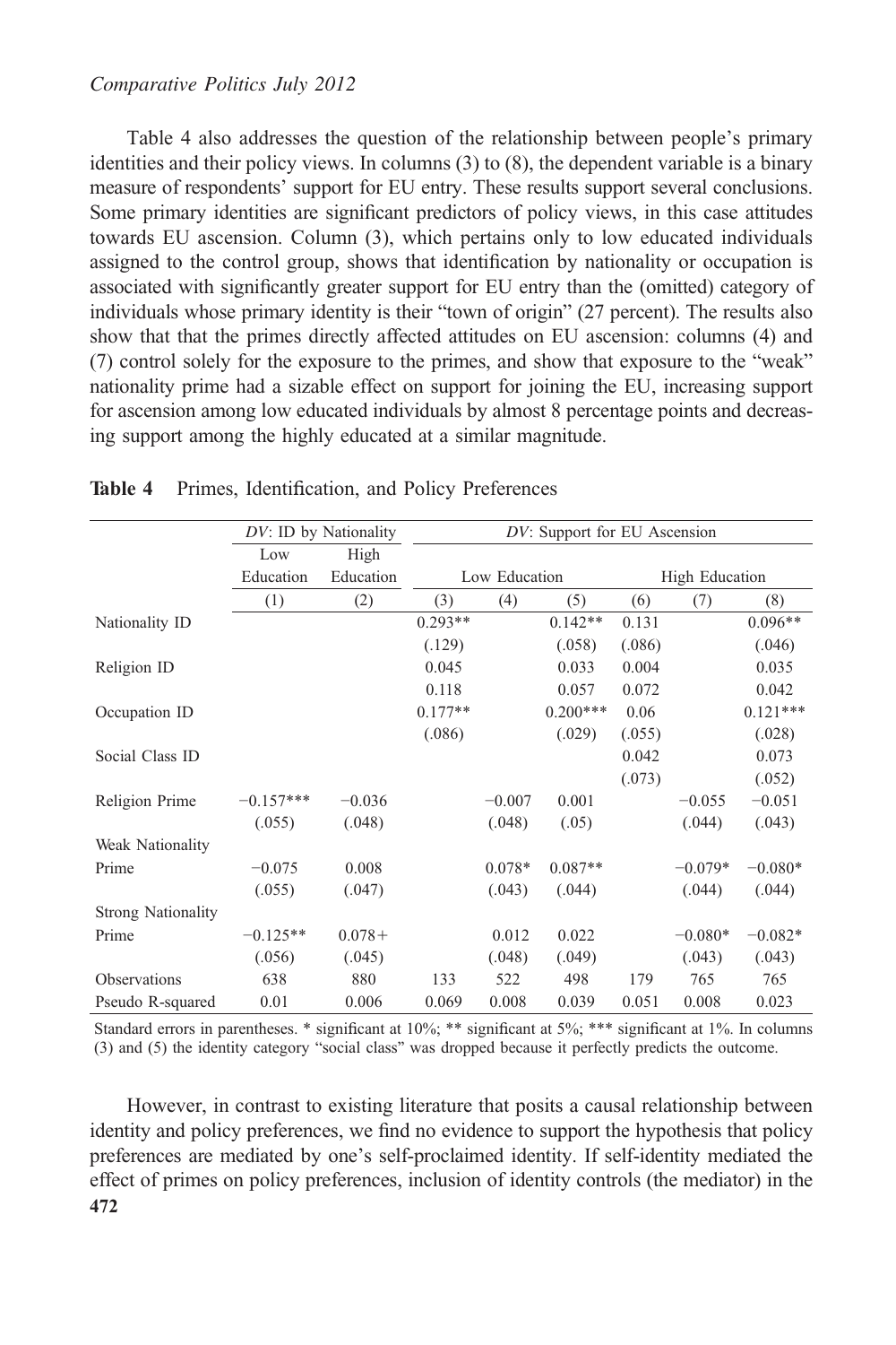Table 4 also addresses the question of the relationship between people's primary identities and their policy views. In columns (3) to (8), the dependent variable is a binary measure of respondents' support for EU entry. These results support several conclusions. Some primary identities are significant predictors of policy views, in this case attitudes towards EU ascension. Column (3), which pertains only to low educated individuals assigned to the control group, shows that identification by nationality or occupation is associated with significantly greater support for EU entry than the (omitted) category of individuals whose primary identity is their "town of origin" (27 percent). The results also show that that the primes directly affected attitudes on EU ascension: columns (4) and (7) control solely for the exposure to the primes, and show that exposure to the "weak" nationality prime had a sizable effect on support for joining the EU, increasing support for ascension among low educated individuals by almost 8 percentage points and decreasing support among the highly educated at a similar magnitude.

**Table 4** Primes, Identification, and Policy Preferences

| | *DV*: ID by Nationality | | *DV*: Support for EU Ascension | | | | | |
|---|---|---|---|---|---|---|---|---|
| | Low Education | High Education | Low Education | | | High Education | | |
| | (1) | (2) | (3) | (4) | (5) | (6) | (7) | (8) |
| Nationality ID | | | 0.293** | | 0.142** | 0.131 | | 0.096** |
| | | | (.129) | | (.058) | (.086) | | (.046) |
| Religion ID | | | 0.045 | | 0.033 | 0.004 | | 0.035 |
| | | | 0.118 | | 0.057 | 0.072 | | 0.042 |
| Occupation ID | | | 0.177** | | 0.200*** | 0.06 | | 0.121*** |
| | | | (.086) | | (.029) | (.055) | | (.028) |
| Social Class ID | | | | | | 0.042 | | 0.073 |
| | | | | | | (.073) | | (.052) |
| Religion Prime | −0.157*** | −0.036 | | −0.007 | 0.001 | | −0.055 | −0.051 |
| | (.055) | (.048) | | (.048) | (.05) | | (.044) | (.043) |
| Weak Nationality Prime | −0.075 | 0.008 | | 0.078* | 0.087** | | −0.079* | −0.080* |
| | (.055) | (.047) | | (.043) | (.044) | | (.044) | (.044) |
| Strong Nationality Prime | −0.125** | 0.078+ | | 0.012 | 0.022 | | −0.080* | −0.082* |
| | (.056) | (.045) | | (.048) | (.049) | | (.043) | (.043) |
| Observations | 638 | 880 | 133 | 522 | 498 | 179 | 765 | 765 |
| Pseudo R-squared | 0.01 | 0.006 | 0.069 | 0.008 | 0.039 | 0.051 | 0.008 | 0.023 |

Standard errors in parentheses. * significant at 10%; ** significant at 5%; *** significant at 1%. In columns (3) and (5) the identity category "social class" was dropped because it perfectly predicts the outcome.

However, in contrast to existing literature that posits a causal relationship between identity and policy preferences, we find no evidence to support the hypothesis that policy preferences are mediated by one's self-proclaimed identity. If self-identity mediated the effect of primes on policy preferences, inclusion of identity controls (the mediator) in the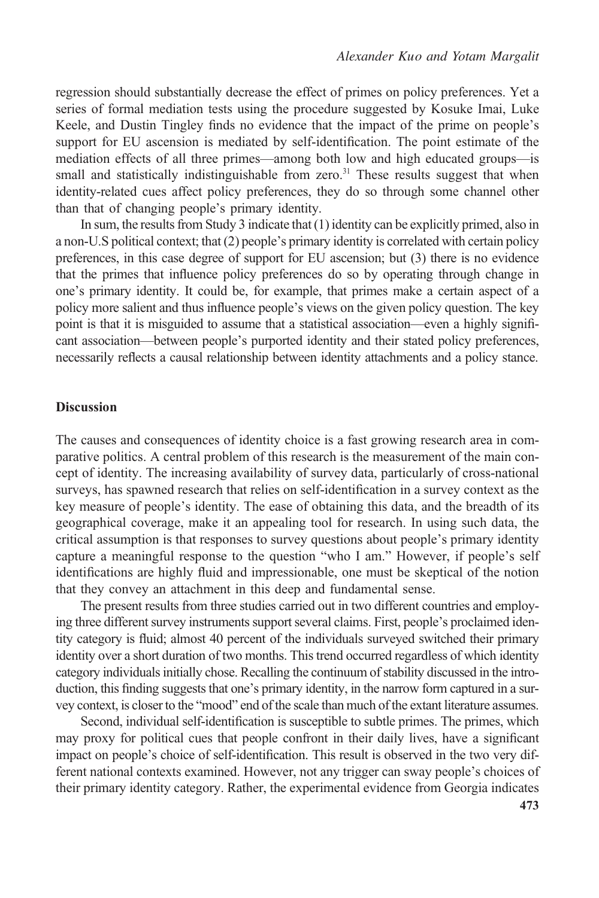regression should substantially decrease the effect of primes on policy preferences. Yet a series of formal mediation tests using the procedure suggested by Kosuke Imai, Luke Keele, and Dustin Tingley finds no evidence that the impact of the prime on people's support for EU ascension is mediated by self-identification. The point estimate of the mediation effects of all three primes—among both low and high educated groups—is small and statistically indistinguishable from zero.[31] These results suggest that when identity-related cues affect policy preferences, they do so through some channel other than that of changing people's primary identity.

In sum, the results from Study 3 indicate that (1) identity can be explicitly primed, also in a non-U.S political context; that (2) people's primary identity is correlated with certain policy preferences, in this case degree of support for EU ascension; but (3) there is no evidence that the primes that influence policy preferences do so by operating through change in one's primary identity. It could be, for example, that primes make a certain aspect of a policy more salient and thus influence people's views on the given policy question. The key point is that it is misguided to assume that a statistical association—even a highly significant association—between people's purported identity and their stated policy preferences, necessarily reflects a causal relationship between identity attachments and a policy stance.

## Discussion

The causes and consequences of identity choice is a fast growing research area in comparative politics. A central problem of this research is the measurement of the main concept of identity. The increasing availability of survey data, particularly of cross-national surveys, has spawned research that relies on self-identification in a survey context as the key measure of people's identity. The ease of obtaining this data, and the breadth of its geographical coverage, make it an appealing tool for research. In using such data, the critical assumption is that responses to survey questions about people's primary identity capture a meaningful response to the question "who I am." However, if people's self identifications are highly fluid and impressionable, one must be skeptical of the notion that they convey an attachment in this deep and fundamental sense.

The present results from three studies carried out in two different countries and employing three different survey instruments support several claims. First, people's proclaimed identity category is fluid; almost 40 percent of the individuals surveyed switched their primary identity over a short duration of two months. This trend occurred regardless of which identity category individuals initially chose. Recalling the continuum of stability discussed in the introduction, this finding suggests that one's primary identity, in the narrow form captured in a survey context, is closer to the "mood" end of the scale than much of the extant literature assumes.

Second, individual self-identification is susceptible to subtle primes. The primes, which may proxy for political cues that people confront in their daily lives, have a significant impact on people's choice of self-identification. This result is observed in the two very different national contexts examined. However, not any trigger can sway people's choices of their primary identity category. Rather, the experimental evidence from Georgia indicates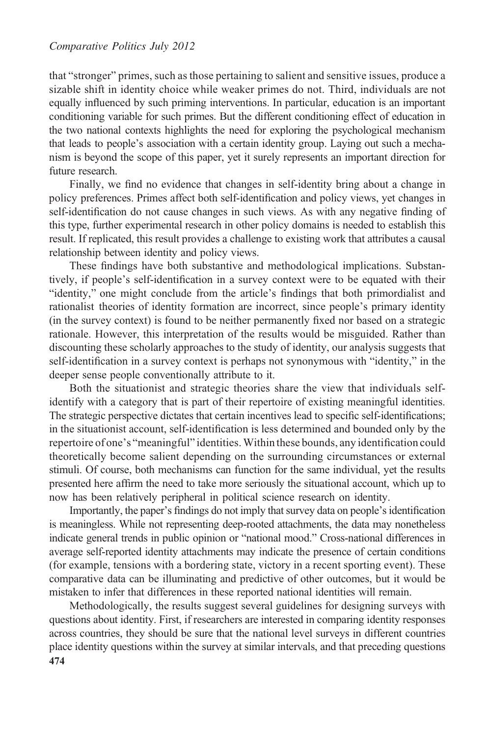that "stronger" primes, such as those pertaining to salient and sensitive issues, produce a sizable shift in identity choice while weaker primes do not. Third, individuals are not equally influenced by such priming interventions. In particular, education is an important conditioning variable for such primes. But the different conditioning effect of education in the two national contexts highlights the need for exploring the psychological mechanism that leads to people's association with a certain identity group. Laying out such a mechanism is beyond the scope of this paper, yet it surely represents an important direction for future research.

Finally, we find no evidence that changes in self-identity bring about a change in policy preferences. Primes affect both self-identification and policy views, yet changes in self-identification do not cause changes in such views. As with any negative finding of this type, further experimental research in other policy domains is needed to establish this result. If replicated, this result provides a challenge to existing work that attributes a causal relationship between identity and policy views.

These findings have both substantive and methodological implications. Substantively, if people's self-identification in a survey context were to be equated with their "identity," one might conclude from the article's findings that both primordialist and rationalist theories of identity formation are incorrect, since people's primary identity (in the survey context) is found to be neither permanently fixed nor based on a strategic rationale. However, this interpretation of the results would be misguided. Rather than discounting these scholarly approaches to the study of identity, our analysis suggests that self-identification in a survey context is perhaps not synonymous with "identity," in the deeper sense people conventionally attribute to it.

Both the situationist and strategic theories share the view that individuals self-identify with a category that is part of their repertoire of existing meaningful identities. The strategic perspective dictates that certain incentives lead to specific self-identifications; in the situationist account, self-identification is less determined and bounded only by the repertoire of one's "meaningful" identities. Within these bounds, any identification could theoretically become salient depending on the surrounding circumstances or external stimuli. Of course, both mechanisms can function for the same individual, yet the results presented here affirm the need to take more seriously the situational account, which up to now has been relatively peripheral in political science research on identity.

Importantly, the paper's findings do not imply that survey data on people's identification is meaningless. While not representing deep-rooted attachments, the data may nonetheless indicate general trends in public opinion or "national mood." Cross-national differences in average self-reported identity attachments may indicate the presence of certain conditions (for example, tensions with a bordering state, victory in a recent sporting event). These comparative data can be illuminating and predictive of other outcomes, but it would be mistaken to infer that differences in these reported national identities will remain.

Methodologically, the results suggest several guidelines for designing surveys with questions about identity. First, if researchers are interested in comparing identity responses across countries, they should be sure that the national level surveys in different countries place identity questions within the survey at similar intervals, and that preceding questions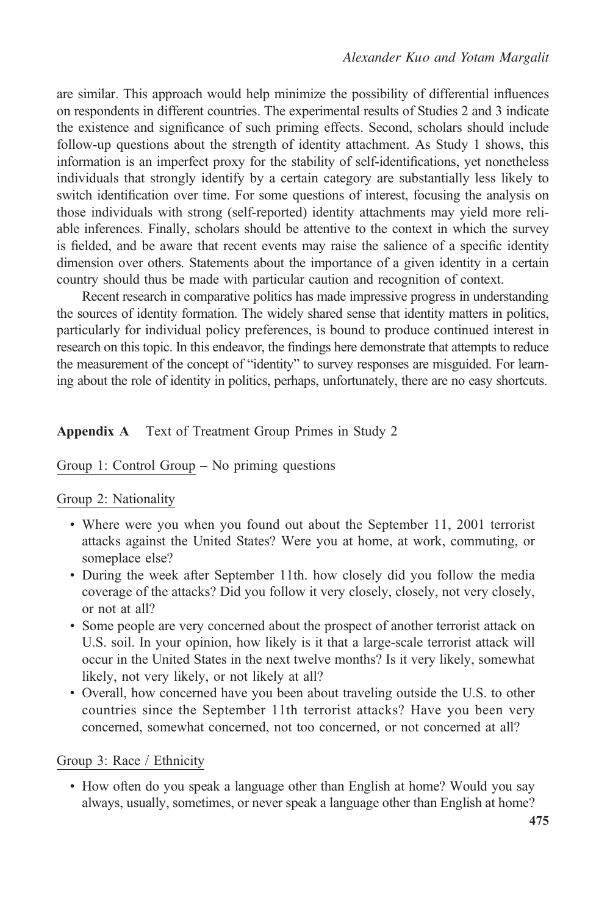are similar. This approach would help minimize the possibility of differential influences on respondents in different countries. The experimental results of Studies 2 and 3 indicate the existence and significance of such priming effects. Second, scholars should include follow-up questions about the strength of identity attachment. As Study 1 shows, this information is an imperfect proxy for the stability of self-identifications, yet nonetheless individuals that strongly identify by a certain category are substantially less likely to switch identification over time. For some questions of interest, focusing the analysis on those individuals with strong (self-reported) identity attachments may yield more reliable inferences. Finally, scholars should be attentive to the context in which the survey is fielded, and be aware that recent events may raise the salience of a specific identity dimension over others. Statements about the importance of a given identity in a certain country should thus be made with particular caution and recognition of context.

Recent research in comparative politics has made impressive progress in understanding the sources of identity formation. The widely shared sense that identity matters in politics, particularly for individual policy preferences, is bound to produce continued interest in research on this topic. In this endeavor, the findings here demonstrate that attempts to reduce the measurement of the concept of "identity" to survey responses are misguided. For learning about the role of identity in politics, perhaps, unfortunately, there are no easy shortcuts.

## Appendix A Text of Treatment Group Primes in Study 2

Group 1: Control Group – No priming questions

Group 2: Nationality

- Where were you when you found out about the September 11, 2001 terrorist attacks against the United States? Were you at home, at work, commuting, or someplace else?
- During the week after September 11th. how closely did you follow the media coverage of the attacks? Did you follow it very closely, closely, not very closely, or not at all?
- Some people are very concerned about the prospect of another terrorist attack on U.S. soil. In your opinion, how likely is it that a large-scale terrorist attack will occur in the United States in the next twelve months? Is it very likely, somewhat likely, not very likely, or not likely at all?
- Overall, how concerned have you been about traveling outside the U.S. to other countries since the September 11th terrorist attacks? Have you been very concerned, somewhat concerned, not too concerned, or not concerned at all?

Group 3: Race / Ethnicity

- How often do you speak a language other than English at home? Would you say always, usually, sometimes, or never speak a language other than English at home?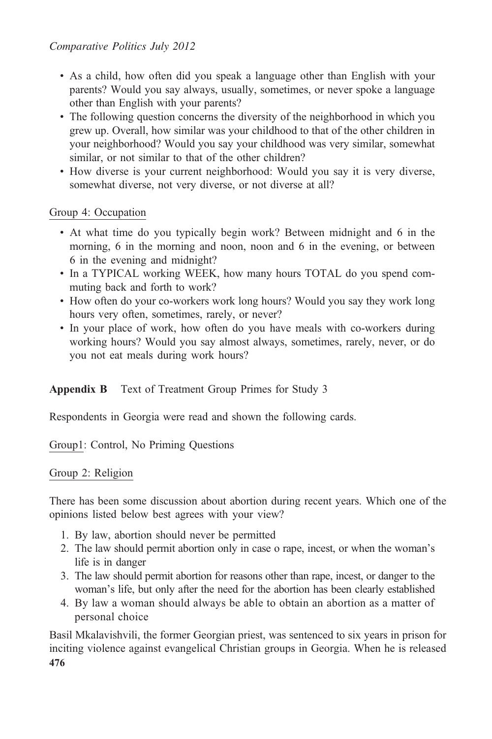- As a child, how often did you speak a language other than English with your parents? Would you say always, usually, sometimes, or never spoke a language other than English with your parents?
- The following question concerns the diversity of the neighborhood in which you grew up. Overall, how similar was your childhood to that of the other children in your neighborhood? Would you say your childhood was very similar, somewhat similar, or not similar to that of the other children?
- How diverse is your current neighborhood: Would you say it is very diverse, somewhat diverse, not very diverse, or not diverse at all?

Group 4: Occupation

- At what time do you typically begin work? Between midnight and 6 in the morning, 6 in the morning and noon, noon and 6 in the evening, or between 6 in the evening and midnight?
- In a TYPICAL working WEEK, how many hours TOTAL do you spend commuting back and forth to work?
- How often do your co-workers work long hours? Would you say they work long hours very often, sometimes, rarely, or never?
- In your place of work, how often do you have meals with co-workers during working hours? Would you say almost always, sometimes, rarely, never, or do you not eat meals during work hours?

**Appendix B** Text of Treatment Group Primes for Study 3

Respondents in Georgia were read and shown the following cards.

Group1: Control, No Priming Questions

Group 2: Religion

There has been some discussion about abortion during recent years. Which one of the opinions listed below best agrees with your view?

1. By law, abortion should never be permitted
2. The law should permit abortion only in case o rape, incest, or when the woman's life is in danger
3. The law should permit abortion for reasons other than rape, incest, or danger to the woman's life, but only after the need for the abortion has been clearly established
4. By law a woman should always be able to obtain an abortion as a matter of personal choice

Basil Mkalavishvili, the former Georgian priest, was sentenced to six years in prison for inciting violence against evangelical Christian groups in Georgia. When he is released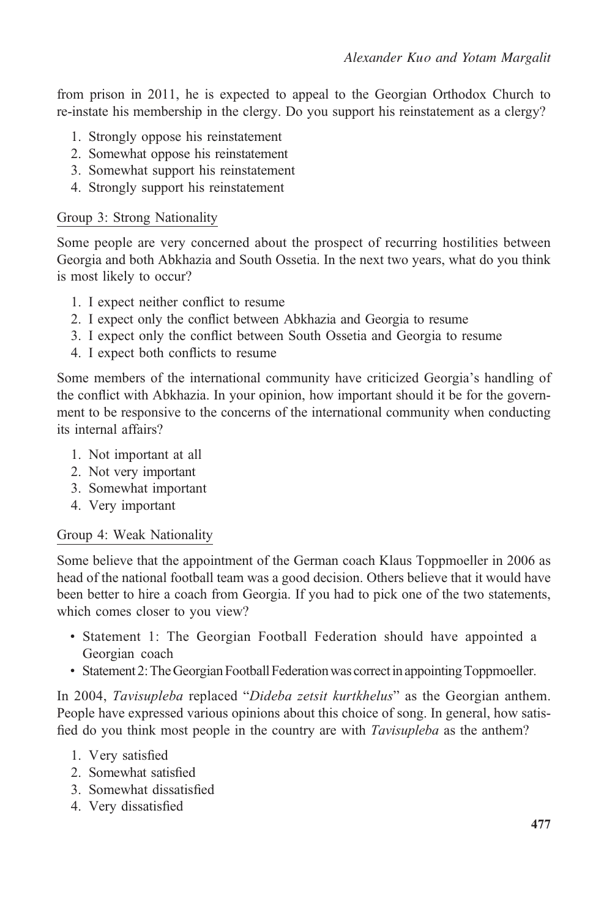from prison in 2011, he is expected to appeal to the Georgian Orthodox Church to re-instate his membership in the clergy. Do you support his reinstatement as a clergy?

1. Strongly oppose his reinstatement
2. Somewhat oppose his reinstatement
3. Somewhat support his reinstatement
4. Strongly support his reinstatement

Group 3: Strong Nationality

Some people are very concerned about the prospect of recurring hostilities between Georgia and both Abkhazia and South Ossetia. In the next two years, what do you think is most likely to occur?

1. I expect neither conflict to resume
2. I expect only the conflict between Abkhazia and Georgia to resume
3. I expect only the conflict between South Ossetia and Georgia to resume
4. I expect both conflicts to resume

Some members of the international community have criticized Georgia's handling of the conflict with Abkhazia. In your opinion, how important should it be for the government to be responsive to the concerns of the international community when conducting its internal affairs?

1. Not important at all
2. Not very important
3. Somewhat important
4. Very important

Group 4: Weak Nationality

Some believe that the appointment of the German coach Klaus Toppmoeller in 2006 as head of the national football team was a good decision. Others believe that it would have been better to hire a coach from Georgia. If you had to pick one of the two statements, which comes closer to you view?

- Statement 1: The Georgian Football Federation should have appointed a Georgian coach
- Statement 2: The Georgian Football Federation was correct in appointing Toppmoeller.

In 2004, *Tavisupleba* replaced "*Dideba zetsit kurtkhelus*" as the Georgian anthem. People have expressed various opinions about this choice of song. In general, how satisfied do you think most people in the country are with *Tavisupleba* as the anthem?

1. Very satisfied
2. Somewhat satisfied
3. Somewhat dissatisfied
4. Very dissatisfied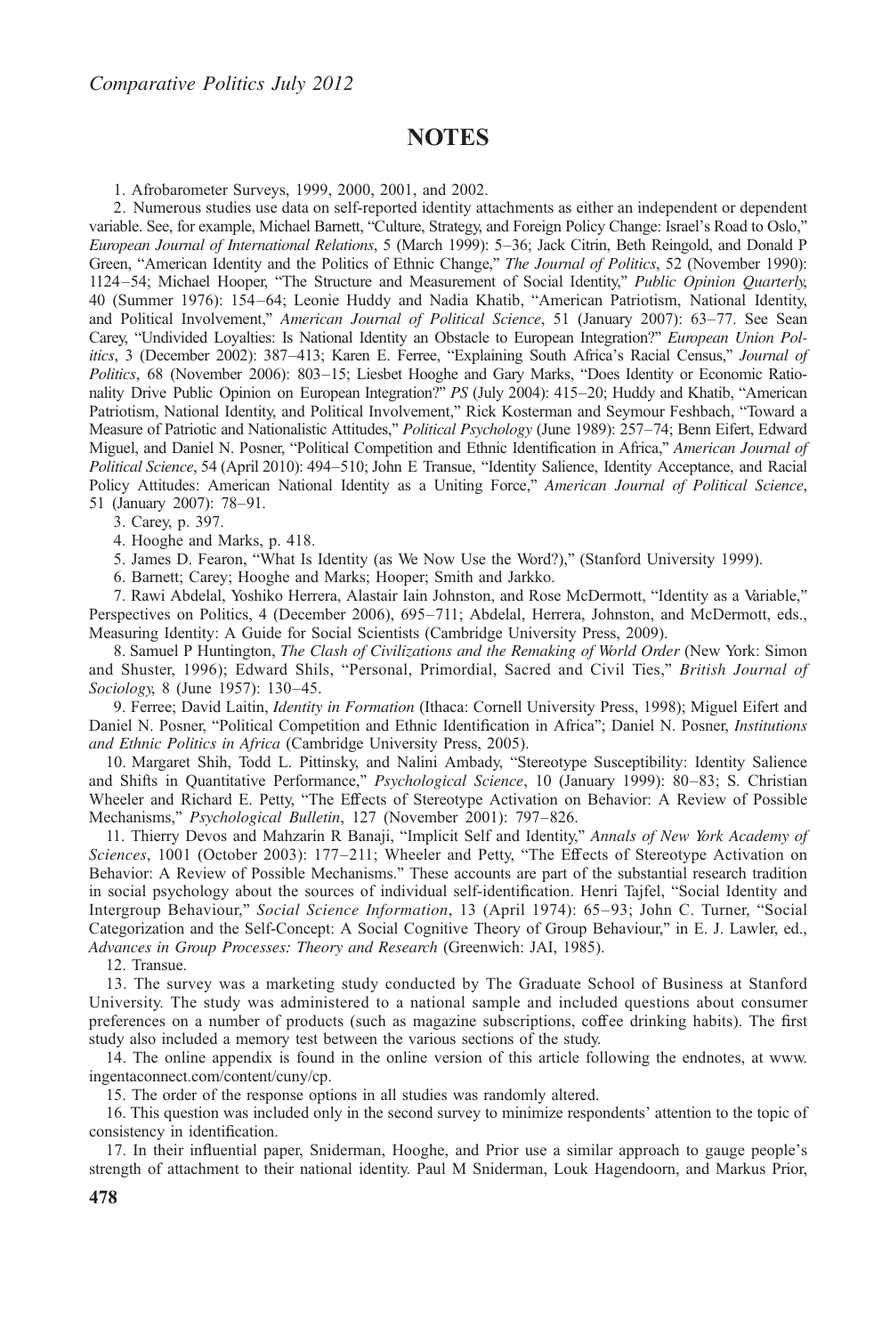# NOTES

1. Afrobarometer Surveys, 1999, 2000, 2001, and 2002.

2. Numerous studies use data on self-reported identity attachments as either an independent or dependent variable. See, for example, Michael Barnett, "Culture, Strategy, and Foreign Policy Change: Israel's Road to Oslo," *European Journal of International Relations*, 5 (March 1999): 5–36; Jack Citrin, Beth Reingold, and Donald P Green, "American Identity and the Politics of Ethnic Change," *The Journal of Politics*, 52 (November 1990): 1124–54; Michael Hooper, "The Structure and Measurement of Social Identity," *Public Opinion Quarterly*, 40 (Summer 1976): 154–64; Leonie Huddy and Nadia Khatib, "American Patriotism, National Identity, and Political Involvement," *American Journal of Political Science*, 51 (January 2007): 63–77. See Sean Carey, "Undivided Loyalties: Is National Identity an Obstacle to European Integration?" *European Union Politics*, 3 (December 2002): 387–413; Karen E. Ferree, "Explaining South Africa's Racial Census," *Journal of Politics*, 68 (November 2006): 803–15; Liesbet Hooghe and Gary Marks, "Does Identity or Economic Rationality Drive Public Opinion on European Integration?" *PS* (July 2004): 415–20; Huddy and Khatib, "American Patriotism, National Identity, and Political Involvement," Rick Kosterman and Seymour Feshbach, "Toward a Measure of Patriotic and Nationalistic Attitudes," *Political Psychology* (June 1989): 257–74; Benn Eifert, Edward Miguel, and Daniel N. Posner, "Political Competition and Ethnic Identification in Africa," *American Journal of Political Science*, 54 (April 2010): 494–510; John E Transue, "Identity Salience, Identity Acceptance, and Racial Policy Attitudes: American National Identity as a Uniting Force," *American Journal of Political Science*, 51 (January 2007): 78–91.

3. Carey, p. 397.

4. Hooghe and Marks, p. 418.

5. James D. Fearon, "What Is Identity (as We Now Use the Word?)," (Stanford University 1999).

6. Barnett; Carey; Hooghe and Marks; Hooper; Smith and Jarkko.

7. Rawi Abdelal, Yoshiko Herrera, Alastair Iain Johnston, and Rose McDermott, "Identity as a Variable," Perspectives on Politics, 4 (December 2006), 695–711; Abdelal, Herrera, Johnston, and McDermott, eds., Measuring Identity: A Guide for Social Scientists (Cambridge University Press, 2009).

8. Samuel P Huntington, *The Clash of Civilizations and the Remaking of World Order* (New York: Simon and Shuster, 1996); Edward Shils, "Personal, Primordial, Sacred and Civil Ties," *British Journal of Sociology*, 8 (June 1957): 130–45.

9. Ferree; David Laitin, *Identity in Formation* (Ithaca: Cornell University Press, 1998); Miguel Eifert and Daniel N. Posner, "Political Competition and Ethnic Identification in Africa"; Daniel N. Posner, *Institutions and Ethnic Politics in Africa* (Cambridge University Press, 2005).

10. Margaret Shih, Todd L. Pittinsky, and Nalini Ambady, "Stereotype Susceptibility: Identity Salience and Shifts in Quantitative Performance," *Psychological Science*, 10 (January 1999): 80–83; S. Christian Wheeler and Richard E. Petty, "The Effects of Stereotype Activation on Behavior: A Review of Possible Mechanisms," *Psychological Bulletin*, 127 (November 2001): 797–826.

11. Thierry Devos and Mahzarin R Banaji, "Implicit Self and Identity," *Annals of New York Academy of Sciences*, 1001 (October 2003): 177–211; Wheeler and Petty, "The Effects of Stereotype Activation on Behavior: A Review of Possible Mechanisms." These accounts are part of the substantial research tradition in social psychology about the sources of individual self-identification. Henri Tajfel, "Social Identity and Intergroup Behaviour," *Social Science Information*, 13 (April 1974): 65–93; John C. Turner, "Social Categorization and the Self-Concept: A Social Cognitive Theory of Group Behaviour," in E. J. Lawler, ed., *Advances in Group Processes: Theory and Research* (Greenwich: JAI, 1985).

12. Transue.

13. The survey was a marketing study conducted by The Graduate School of Business at Stanford University. The study was administered to a national sample and included questions about consumer preferences on a number of products (such as magazine subscriptions, coffee drinking habits). The first study also included a memory test between the various sections of the study.

14. The online appendix is found in the online version of this article following the endnotes, at www.ingentaconnect.com/content/cuny/cp.

15. The order of the response options in all studies was randomly altered.

16. This question was included only in the second survey to minimize respondents' attention to the topic of consistency in identification.

17. In their influential paper, Sniderman, Hooghe, and Prior use a similar approach to gauge people's strength of attachment to their national identity. Paul M Sniderman, Louk Hagendoorn, and Markus Prior,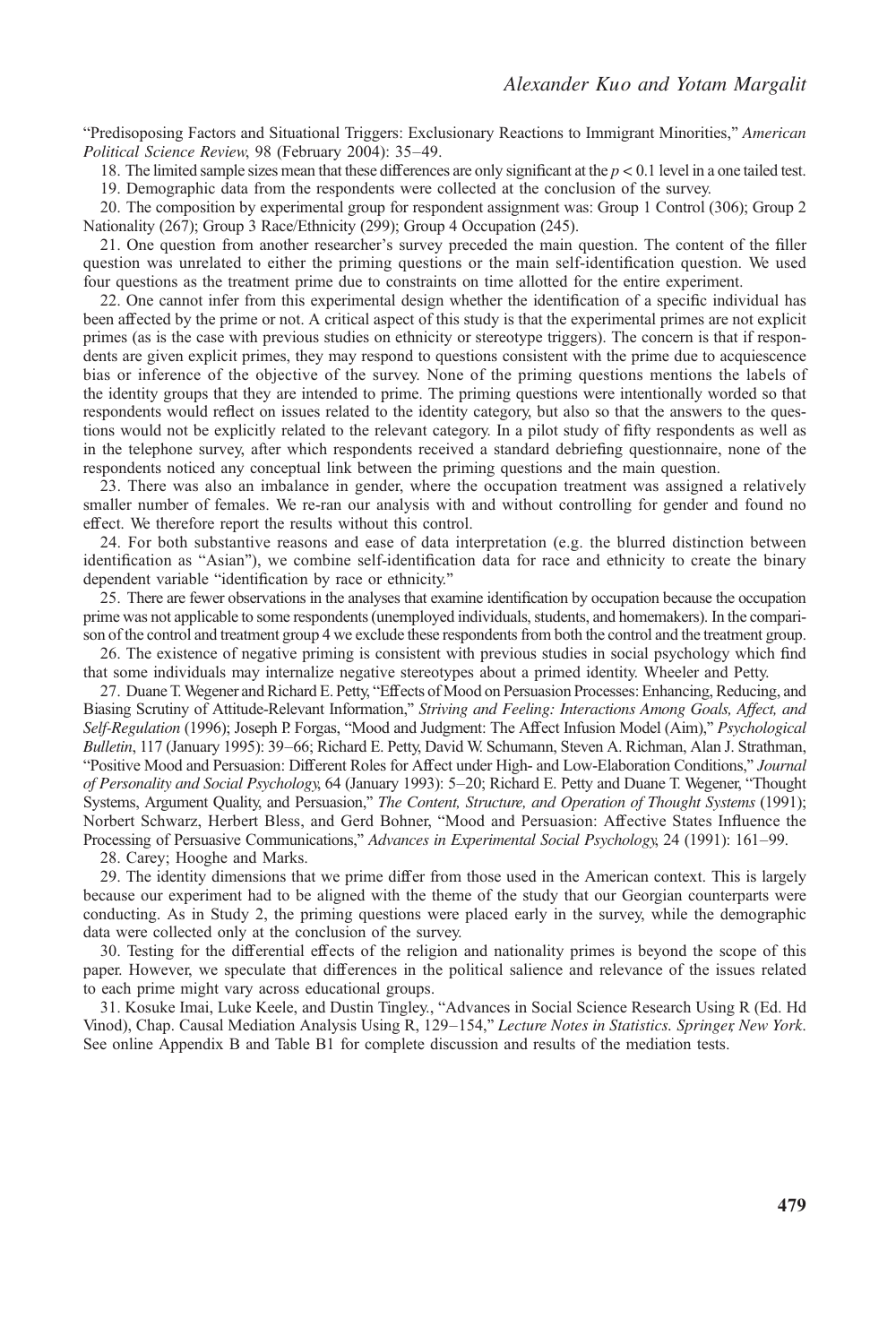"Predisoposing Factors and Situational Triggers: Exclusionary Reactions to Immigrant Minorities," *American Political Science Review*, 98 (February 2004): 35–49.

18. The limited sample sizes mean that these differences are only significant at the $p < 0.1$ level in a one tailed test.

19. Demographic data from the respondents were collected at the conclusion of the survey.

20. The composition by experimental group for respondent assignment was: Group 1 Control (306); Group 2 Nationality (267); Group 3 Race/Ethnicity (299); Group 4 Occupation (245).

21. One question from another researcher's survey preceded the main question. The content of the filler question was unrelated to either the priming questions or the main self-identification question. We used four questions as the treatment prime due to constraints on time allotted for the entire experiment.

22. One cannot infer from this experimental design whether the identification of a specific individual has been affected by the prime or not. A critical aspect of this study is that the experimental primes are not explicit primes (as is the case with previous studies on ethnicity or stereotype triggers). The concern is that if respondents are given explicit primes, they may respond to questions consistent with the prime due to acquiescence bias or inference of the objective of the survey. None of the priming questions mentions the labels of the identity groups that they are intended to prime. The priming questions were intentionally worded so that respondents would reflect on issues related to the identity category, but also so that the answers to the questions would not be explicitly related to the relevant category. In a pilot study of fifty respondents as well as in the telephone survey, after which respondents received a standard debriefing questionnaire, none of the respondents noticed any conceptual link between the priming questions and the main question.

23. There was also an imbalance in gender, where the occupation treatment was assigned a relatively smaller number of females. We re-ran our analysis with and without controlling for gender and found no effect. We therefore report the results without this control.

24. For both substantive reasons and ease of data interpretation (e.g. the blurred distinction between identification as "Asian"), we combine self-identification data for race and ethnicity to create the binary dependent variable "identification by race or ethnicity."

25. There are fewer observations in the analyses that examine identification by occupation because the occupation prime was not applicable to some respondents (unemployed individuals, students, and homemakers). In the comparison of the control and treatment group 4 we exclude these respondents from both the control and the treatment group.

26. The existence of negative priming is consistent with previous studies in social psychology which find that some individuals may internalize negative stereotypes about a primed identity. Wheeler and Petty.

27. Duane T. Wegener and Richard E. Petty, "Effects of Mood on Persuasion Processes: Enhancing, Reducing, and Biasing Scrutiny of Attitude-Relevant Information," *Striving and Feeling: Interactions Among Goals, Affect, and Self-Regulation* (1996); Joseph P. Forgas, "Mood and Judgment: The Affect Infusion Model (Aim)," *Psychological Bulletin*, 117 (January 1995): 39–66; Richard E. Petty, David W. Schumann, Steven A. Richman, Alan J. Strathman, "Positive Mood and Persuasion: Different Roles for Affect under High- and Low-Elaboration Conditions," *Journal of Personality and Social Psychology*, 64 (January 1993): 5–20; Richard E. Petty and Duane T. Wegener, "Thought Systems, Argument Quality, and Persuasion," *The Content, Structure, and Operation of Thought Systems* (1991); Norbert Schwarz, Herbert Bless, and Gerd Bohner, "Mood and Persuasion: Affective States Influence the Processing of Persuasive Communications," *Advances in Experimental Social Psychology*, 24 (1991): 161–99.

28. Carey; Hooghe and Marks.

29. The identity dimensions that we prime differ from those used in the American context. This is largely because our experiment had to be aligned with the theme of the study that our Georgian counterparts were conducting. As in Study 2, the priming questions were placed early in the survey, while the demographic data were collected only at the conclusion of the survey.

30. Testing for the differential effects of the religion and nationality primes is beyond the scope of this paper. However, we speculate that differences in the political salience and relevance of the issues related to each prime might vary across educational groups.

31. Kosuke Imai, Luke Keele, and Dustin Tingley., "Advances in Social Science Research Using R (Ed. Hd Vinod), Chap. Causal Mediation Analysis Using R, 129–154," *Lecture Notes in Statistics*. *Springer, New York*. See online Appendix B and Table B1 for complete discussion and results of the mediation tests.